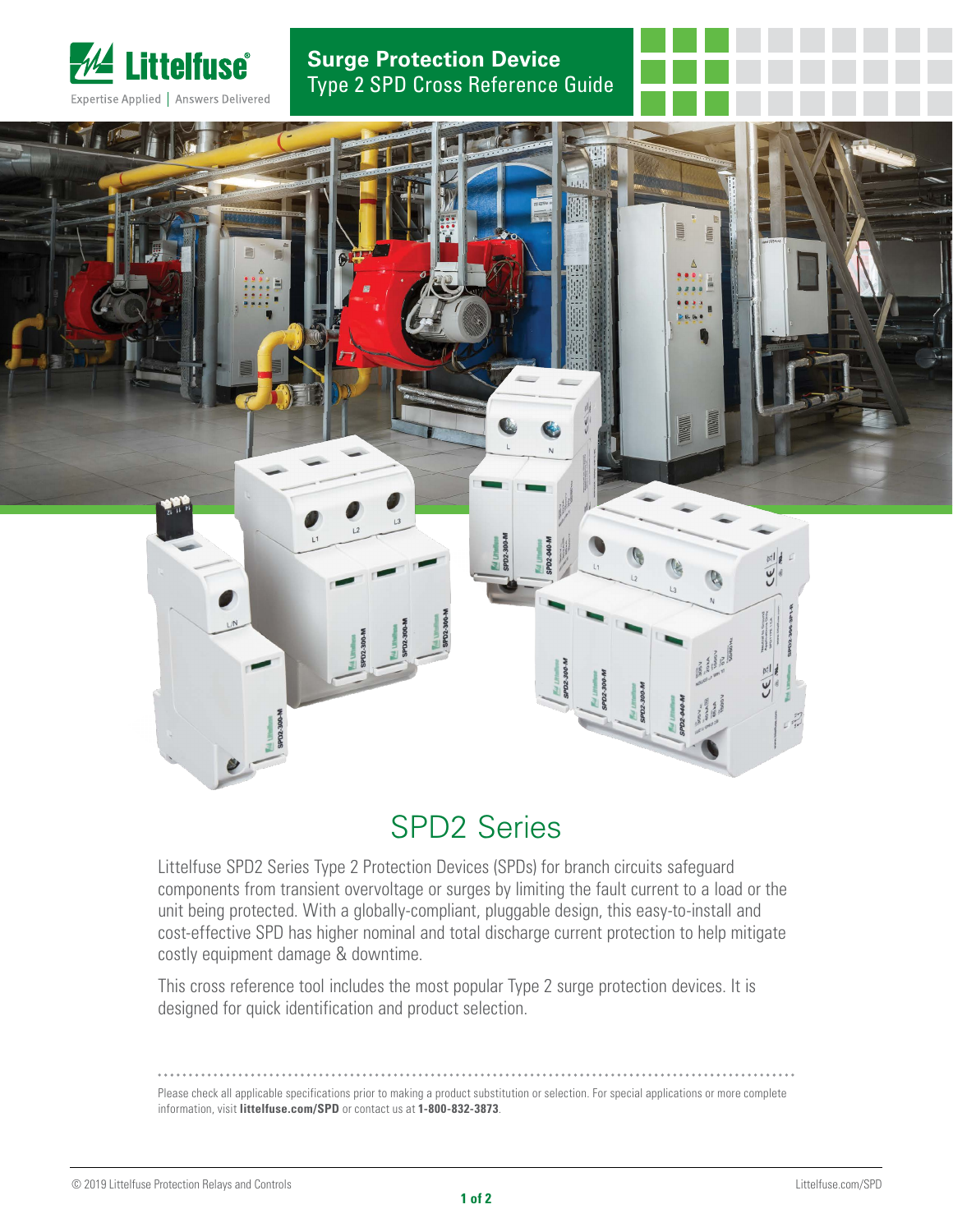Littelfuse
Expertise Applied | Answers Delivered

# Surge Protection Device
Type 2 SPD Cross Reference Guide

## SPD2 Series

Littelfuse SPD2 Series Type 2 Protection Devices (SPDs) for branch circuits safeguard components from transient overvoltage or surges by limiting the fault current to a load or the unit being protected. With a globally-compliant, pluggable design, this easy-to-install and cost-effective SPD has higher nominal and total discharge current protection to help mitigate costly equipment damage & downtime.

This cross reference tool includes the most popular Type 2 surge protection devices. It is designed for quick identification and product selection.

Please check all applicable specifications prior to making a product substitution or selection. For special applications or more complete information, visit **littelfuse.com/SPD** or contact us at **1-800-832-3873**.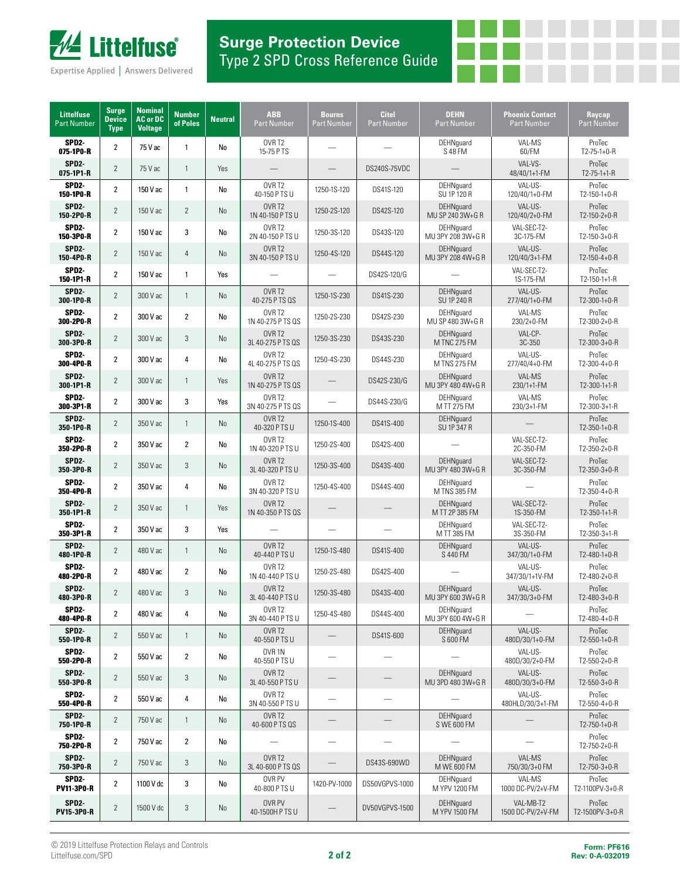# Surge Protection Device
## Type 2 SPD Cross Reference Guide

| Littelfuse Part Number | Surge Device Type | Nominal AC or DC Voltage | Number of Poles | Neutral | ABB Part Number | Bourns Part Number | Citel Part Number | DEHN Part Number | Phoenix Contact Part Number | Raycap Part Number |
|---|---|---|---|---|---|---|---|---|---|---|
| SPD2-075-1P0-R | 2 | 75 V ac | 1 | No | OVR T2 15-75 P TS | — | — | DEHNguard S 48 FM | VAL-MS 60/FM | ProTec T2-75-1+0-R |
| SPD2-075-1P1-R | 2 | 75 V ac | 1 | Yes | — | — | DS240S-75VDC | — | VAL-VS-48/40/1+1-FM | ProTec T2-75-1+1-R |
| SPD2-150-1P0-R | 2 | 150 V ac | 1 | No | OVR T2 40-150 P TS U | 1250-1S-120 | DS41S-120 | DEHNguard SU 1P 120 R | VAL-US-120/40/1+0-FM | ProTec T2-150-1+0-R |
| SPD2-150-2P0-R | 2 | 150 V ac | 2 | No | OVR T2 1N 40-150 P TS U | 1250-2S-120 | DS42S-120 | DEHNguard MU SP 240 3W+G R | VAL-US-120/40/2+0-FM | ProTec T2-150-2+0-R |
| SPD2-150-3P0-R | 2 | 150 V ac | 3 | No | OVR T2 2N 40-150 P TS U | 1250-3S-120 | DS43S-120 | DEHNguard MU 3PY 208 3W+G R | VAL-SEC-T2-3C-175-FM | ProTec T2-150-3+0-R |
| SPD2-150-4P0-R | 2 | 150 V ac | 4 | No | OVR T2 3N 40-150 P TS U | 1250-4S-120 | DS44S-120 | DEHNguard MU 3PY 208 4W+G R | VAL-US-120/40/3+1-FM | ProTec T2-150-4+0-R |
| SPD2-150-1P1-R | 2 | 150 V ac | 1 | Yes | — | — | DS42S-120/G | — | VAL-SEC-T2-1S-175-FM | ProTec T2-150-1+1-R |
| SPD2-300-1P0-R | 2 | 300 V ac | 1 | No | OVR T2 40-275 P TS QS | 1250-1S-230 | DS41S-230 | DEHNguard SU 1P 240 R | VAL-US-277/40/1+0-FM | ProTec T2-300-1+0-R |
| SPD2-300-2P0-R | 2 | 300 V ac | 2 | No | OVR T2 1N 40-275 P TS QS | 1250-2S-230 | DS42S-230 | DEHNguard MU SP 480 3W+G R | VAL-MS 230/2+0-FM | ProTec T2-300-2+0-R |
| SPD2-300-3P0-R | 2 | 300 V ac | 3 | No | OVR T2 3L 40-275 P TS QS | 1250-3S-230 | DS43S-230 | DEHNguard M TNC 275 FM | VAL-CP-3C-350 | ProTec T2-300-3+0-R |
| SPD2-300-4P0-R | 2 | 300 V ac | 4 | No | OVR T2 4L 40-275 P TS QS | 1250-4S-230 | DS44S-230 | DEHNguard M TNS 275 FM | VAL-US-277/40/4+0-FM | ProTec T2-300-4+0-R |
| SPD2-300-1P1-R | 2 | 300 V ac | 1 | Yes | OVR T2 1N 40-275 P TS QS | — | DS42S-230/G | DEHNguard MU 3PY 480 4W+G R | VAL-MS 230/1+1-FM | ProTec T2-300-1+1-R |
| SPD2-300-3P1-R | 2 | 300 V ac | 3 | Yes | OVR T2 3N 40-275 P TS QS | — | DS44S-230/G | DEHNguard M TT 275 FM | VAL-MS 230/3+1-FM | ProTec T2-300-3+1-R |
| SPD2-350-1P0-R | 2 | 350 V ac | 1 | No | OVR T2 40-320 P TS U | 1250-1S-400 | DS41S-400 | DEHNguard SU 1P 347 R | — | ProTec T2-350-1+0-R |
| SPD2-350-2P0-R | 2 | 350 V ac | 2 | No | OVR T2 1N 40-320 P TS U | 1250-2S-400 | DS42S-400 | — | VAL-SEC-T2-2C-350-FM | ProTec T2-350-2+0-R |
| SPD2-350-3P0-R | 2 | 350 V ac | 3 | No | OVR T2 3L 40-320 P TS U | 1250-3S-400 | DS43S-400 | DEHNguard MU 3PY 480 3W+G R | VAL-SEC-T2-3C-350-FM | ProTec T2-350-3+0-R |
| SPD2-350-4P0-R | 2 | 350 V ac | 4 | No | OVR T2 3N 40-320 P TS U | 1250-4S-400 | DS44S-400 | DEHNguard M TNS 385 FM | — | ProTec T2-350-4+0-R |
| SPD2-350-1P1-R | 2 | 350 V ac | 1 | Yes | OVR T2 1N 40-350 P TS QS | — | — | DEHNguard M TT 2P 385 FM | VAL-SEC-T2-1S-350-FM | ProTec T2-350-1+1-R |
| SPD2-350-3P1-R | 2 | 350 V ac | 3 | Yes | — | — | — | DEHNguard M TT 385 FM | VAL-SEC-T2-3S-350-FM | ProTec T2-350-3+1-R |
| SPD2-480-1P0-R | 2 | 480 V ac | 1 | No | OVR T2 40-440 P TS U | 1250-1S-480 | DS41S-400 | DEHNguard S 440 FM | VAL-US-347/30/1+0-FM | ProTec T2-480-1+0-R |
| SPD2-480-2P0-R | 2 | 480 V ac | 2 | No | OVR T2 1N 40-440 P TS U | 1250-2S-480 | DS42S-400 | — | VAL-US-347/30/1+1V-FM | ProTec T2-480-2+0-R |
| SPD2-480-3P0-R | 2 | 480 V ac | 3 | No | OVR T2 3L 40-440 P TS U | 1250-3S-480 | DS43S-400 | DEHNguard MU 3PY 600 3W+G R | VAL-US-347/30/3+0-FM | ProTec T2-480-3+0-R |
| SPD2-480-4P0-R | 2 | 480 V ac | 4 | No | OVR T2 3N 40-440 P TS U | 1250-4S-480 | DS44S-400 | DEHNguard MU 3PY 600 4W+G R | — | ProTec T2-480-4+0-R |
| SPD2-550-1P0-R | 2 | 550 V ac | 1 | No | OVR T2 40-550 P TS U | — | DS41S-600 | DEHNguard S 600 FM | VAL-US-480D/30/1+0-FM | ProTec T2-550-1+0-R |
| SPD2-550-2P0-R | 2 | 550 V ac | 2 | No | OVR 1N 40-550 P TS U | — | — | — | VAL-US-480D/30/2+0-FM | ProTec T2-550-2+0-R |
| SPD2-550-3P0-R | 2 | 550 V ac | 3 | No | OVR T2 3L 40-550 P TS U | — | — | DEHNguard MU 3PD 480 3W+G R | VAL-US-480D/30/3+0-FM | ProTec T2-550-3+0-R |
| SPD2-550-4P0-R | 2 | 550 V ac | 4 | No | OVR T2 3N 40-550 P TS U | — | — | — | VAL-US-480HLD/30/3+1-FM | ProTec T2-550-4+0-R |
| SPD2-750-1P0-R | 2 | 750 V ac | 1 | No | OVR T2 40-600 P TS QS | — | — | DEHNguard S WE 600 FM | — | ProTec T2-750-1+0-R |
| SPD2-750-2P0-R | 2 | 750 V ac | 2 | No | — | — | — | — | — | ProTec T2-750-2+0-R |
| SPD2-750-3P0-R | 2 | 750 V ac | 3 | No | OVR T2 3L 40-600 P TS QS | — | DS43S-690WD | DEHNguard M WE 600 FM | VAL-MS 750/30/3+0 FM | ProTec T2-750-3+0-R |
| SPD2-PV11-3P0-R | 2 | 1100 V dc | 3 | No | OVR PV 40-800 P TS U | 1420-PV-1000 | DS50VGPVS-1000 | DEHNguard M YPV 1200 FM | VAL-MS 1000 DC-PV/2+V-FM | ProTec T2-1100PV-3+0-R |
| SPD2-PV15-3P0-R | 2 | 1500 V dc | 3 | No | OVR PV 40-1500H P TS U | — | DV50VGPVS-1500 | DEHNguard M YPV 1500 FM | VAL-MB-T2 1500 DC-PV/2+V-FM | ProTec T2-1500PV-3+0-R |

© 2019 Littelfuse Protection Relays and Controls
Littelfuse.com/SPD

Form: PF616
Rev: 0-A-032019